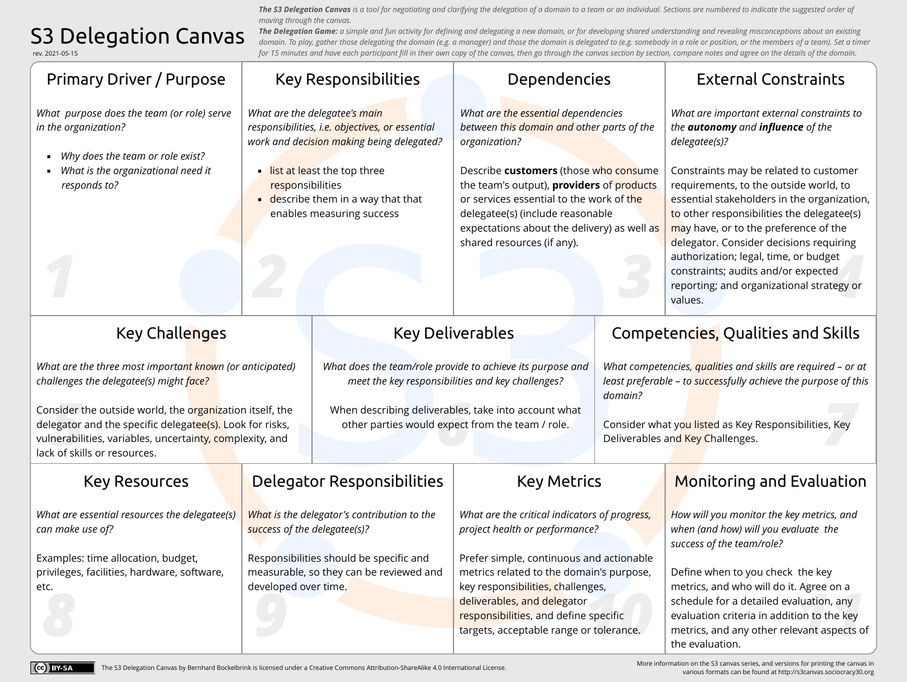# S3 Delegation Canvas

rev. 2021-05-15

***The S3 Delegation Canvas*** *is a tool for negotiating and clarifying the delegation of a domain to a team or an individual. Sections are numbered to indicate the suggested order of moving through the canvas.*

***The Delegation Game:*** *a simple and fun activity for defining and delegating a new domain, or for developing shared understanding and revealing misconceptions about an existing domain. To play, gather those delegating the domain (e.g. a manager) and those the domain is delegated to (e.g. somebody in a role or position, or the members of a team). Set a timer for 15 minutes and have each participant fill in their own copy of the canvas, then go through the canvas section by section, compare notes and agree on the details of the domain.*

## 1. Primary Driver / Purpose

*What purpose does the team (or role) serve in the organization?*

- *Why does the team or role exist?*
- *What is the organizational need it responds to?*

## 2. Key Responsibilities

*What are the delegatee's main responsibilities, i.e. objectives, or essential work and decision making being delegated?*

- list at least the top three responsibilities
- describe them in a way that that enables measuring success

## 3. Dependencies

*What are the essential dependencies between this domain and other parts of the organization?*

Describe **customers** (those who consume the team's output), **providers** of products or services essential to the work of the delegatee(s) (include reasonable expectations about the delivery) as well as shared resources (if any).

## 4. External Constraints

*What are important external constraints to the* ***autonomy*** *and* ***influence*** *of the delegatee(s)?*

Constraints may be related to customer requirements, to the outside world, to essential stakeholders in the organization, to other responsibilities the delegatee(s) may have, or to the preference of the delegator. Consider decisions requiring authorization; legal, time, or budget constraints; audits and/or expected reporting; and organizational strategy or values.

## 5. Key Challenges

*What are the three most important known (or anticipated) challenges the delegatee(s) might face?*

Consider the outside world, the organization itself, the delegator and the specific delegatee(s). Look for risks, vulnerabilities, variables, uncertainty, complexity, and lack of skills or resources.

## 6. Key Deliverables

*What does the team/role provide to achieve its purpose and meet the key responsibilities and key challenges?*

When describing deliverables, take into account what other parties would expect from the team / role.

## 7. Competencies, Qualities and Skills

*What competencies, qualities and skills are required – or at least preferable – to successfully achieve the purpose of this domain?*

Consider what you listed as Key Responsibilities, Key Deliverables and Key Challenges.

## 8. Key Resources

*What are essential resources the delegatee(s) can make use of?*

Examples: time allocation, budget, privileges, facilities, hardware, software, etc.

## 9. Delegator Responsibilities

*What is the delegator's contribution to the success of the delegatee(s)?*

Responsibilities should be specific and measurable, so they can be reviewed and developed over time.

## 10. Key Metrics

*What are the critical indicators of progress, project health or performance?*

Prefer simple, continuous and actionable metrics related to the domain's purpose, key responsibilities, challenges, deliverables, and delegator responsibilities, and define specific targets, acceptable range or tolerance.

## 11. Monitoring and Evaluation

*How will you monitor the key metrics, and when (and how) will you evaluate the success of the team/role?*

Define when to you check the key metrics, and who will do it. Agree on a schedule for a detailed evaluation, any evaluation criteria in addition to the key metrics, and any other relevant aspects of the evaluation.

---

CC BY-SA — The S3 Delegation Canvas by Bernhard Bockelbrink is licensed under a Creative Commons Attribution-ShareAlike 4.0 International License.

More information on the S3 canvas series, and versions for printing the canvas in various formats can be found at http://s3canvas.sociocracy30.org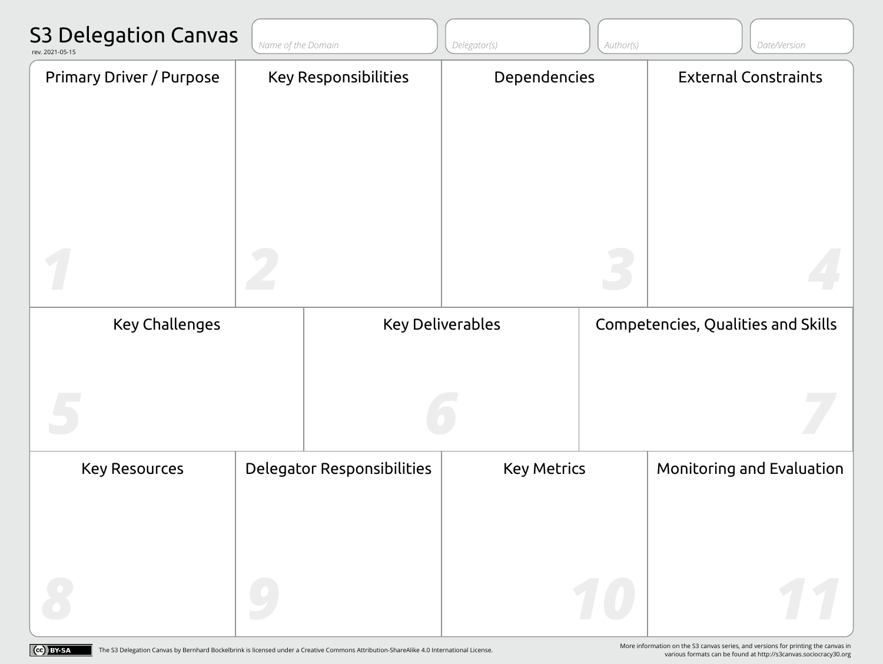# S3 Delegation Canvas

rev. 2021-05-15

| Name of the Domain | Delegator(s) | Author(s) | Date/Version |
|---|---|---|---|
| | | | |

## 1 Primary Driver / Purpose

## 2 Key Responsibilities

## 3 Dependencies

## 4 External Constraints

## 5 Key Challenges

## 6 Key Deliverables

## 7 Competencies, Qualities and Skills

## 8 Key Resources

## 9 Delegator Responsibilities

## 10 Key Metrics

## 11 Monitoring and Evaluation

CC BY-SA The S3 Delegation Canvas by Bernhard Bockelbrink is licensed under a Creative Commons Attribution-ShareAlike 4.0 International License.

More information on the S3 canvas series, and versions for printing the canvas in various formats can be found at http://s3canvas.sociocracy30.org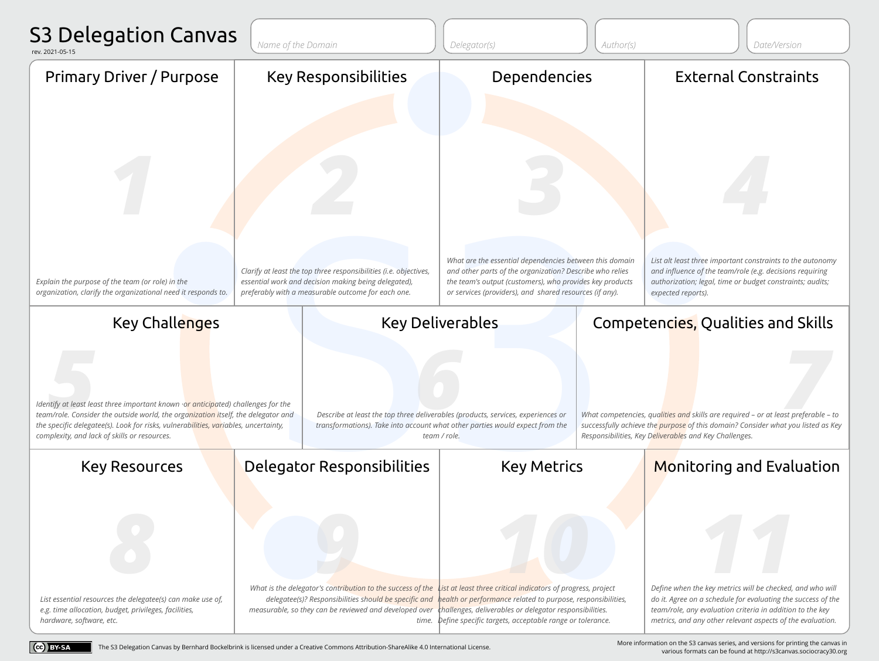# S3 Delegation Canvas

rev. 2021-05-15

Name of the Domain | Delegator(s) | Author(s) | Date/Version

## Primary Driver / Purpose

1

*Explain the purpose of the team (or role) in the organization, clarify the organizational need it responds to.*

## Key Responsibilities

2

*Clarify at least the top three responsibilities (i.e. objectives, essential work and decision making being delegated), preferably with a measurable outcome for each one.*

## Dependencies

3

*What are the essential dependencies between this domain and other parts of the organization? Describe who relies the team's output (customers), who provides key products or services (providers), and shared resources (if any).*

## External Constraints

4

*List alt least three important constraints to the autonomy and influence of the team/role (e.g. decisions requiring authorization; legal, time or budget constraints; audits; expected reports).*

## Key Challenges

5

*Identify at least least three important known ·or anticipated) challenges for the team/role. Consider the outside world, the organization itself, the delegator and the specific delegatee(s). Look for risks, vulnerabilities, variables, uncertainty, complexity, and lack of skills or resources.*

## Key Deliverables

6

*Describe at least the top three deliverables (products, services, experiences or transformations). Take into account what other parties would expect from the team / role.*

## Competencies, Qualities and Skills

7

*What competencies, qualities and skills are required – or at least preferable – to successfully achieve the purpose of this domain? Consider what you listed as Key Responsibilities, Key Deliverables and Key Challenges.*

## Key Resources

8

*List essential resources the delegatee(s) can make use of, e.g. time allocation, budget, privileges, facilities, hardware, software, etc.*

## Delegator Responsibilities

9

*What is the delegator's contribution to the success of the delegatee(s)? Responsibilities should be specific and measurable, so they can be reviewed and developed over time.*

## Key Metrics

10

*List at least three critical indicators of progress, project health or performance related to purpose, responsibilities, challenges, deliverables or delegator responsibilities. Define specific targets, acceptable range or tolerance.*

## Monitoring and Evaluation

11

*Define when the key metrics will be checked, and who will do it. Agree on a schedule for evaluating the success of the team/role, any evaluation criteria in addition to the key metrics, and any other relevant aspects of the evaluation.*

CC BY-SA The S3 Delegation Canvas by Bernhard Bockelbrink is licensed under a Creative Commons Attribution-ShareAlike 4.0 International License.

More information on the S3 canvas series, and versions for printing the canvas in various formats can be found at http://s3canvas.sociocracy30.org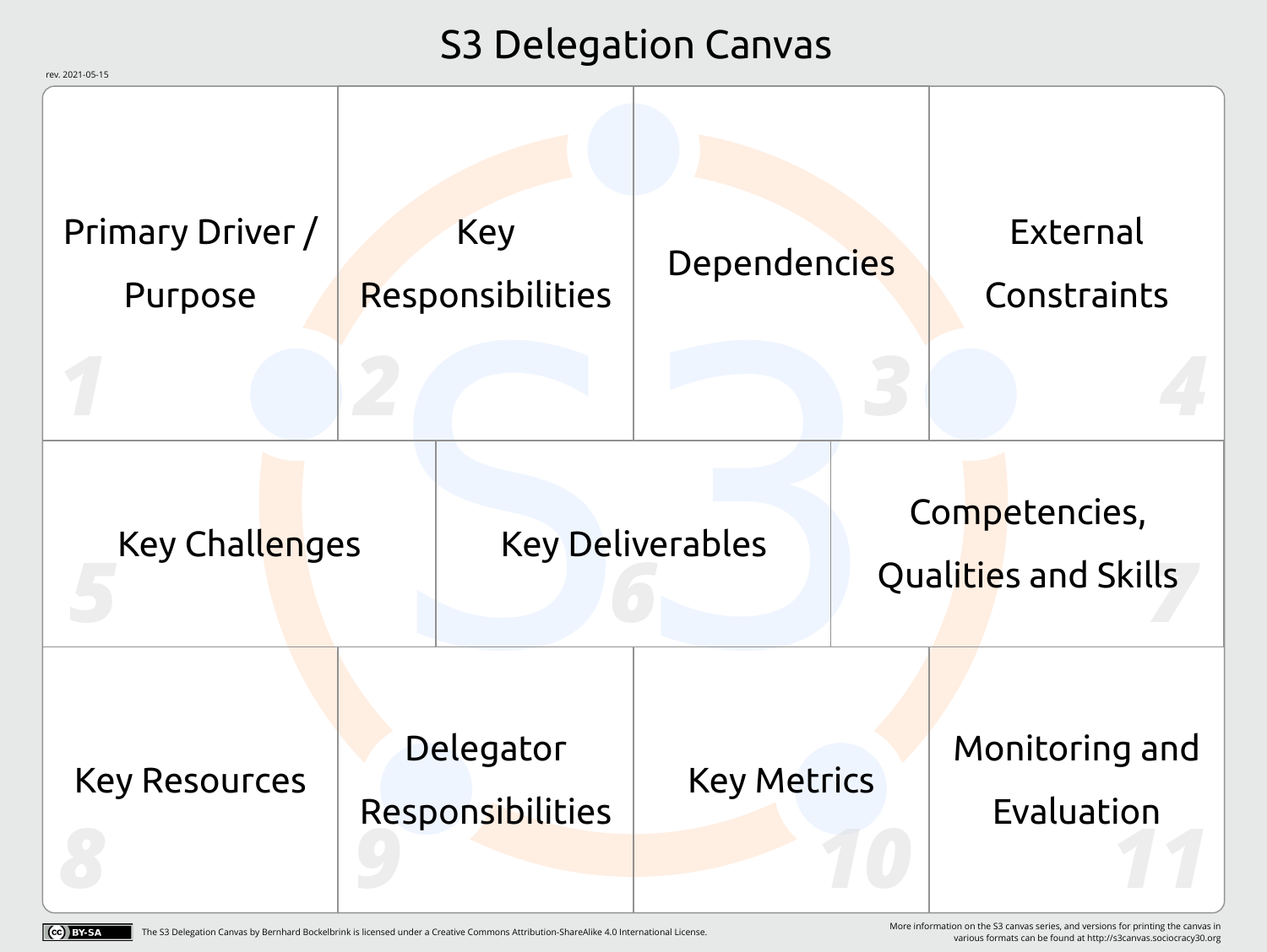# S3 Delegation Canvas

rev. 2021-05-15

| | | | |
|---|---|---|---|
| Primary Driver / Purpose (1) | Key Responsibilities (2) | Dependencies (3) | External Constraints (4) |
| Key Challenges (5) | Key Deliverables (6) | Competencies, Qualities and Skills (7) | |
| Key Resources (8) | Delegator Responsibilities (9) | Key Metrics (10) | Monitoring and Evaluation (11) |

CC BY-SA The S3 Delegation Canvas by Bernhard Bockelbrink is licensed under a Creative Commons Attribution-ShareAlike 4.0 International License.

More information on the S3 canvas series, and versions for printing the canvas in various formats can be found at http://s3canvas.sociocracy30.org